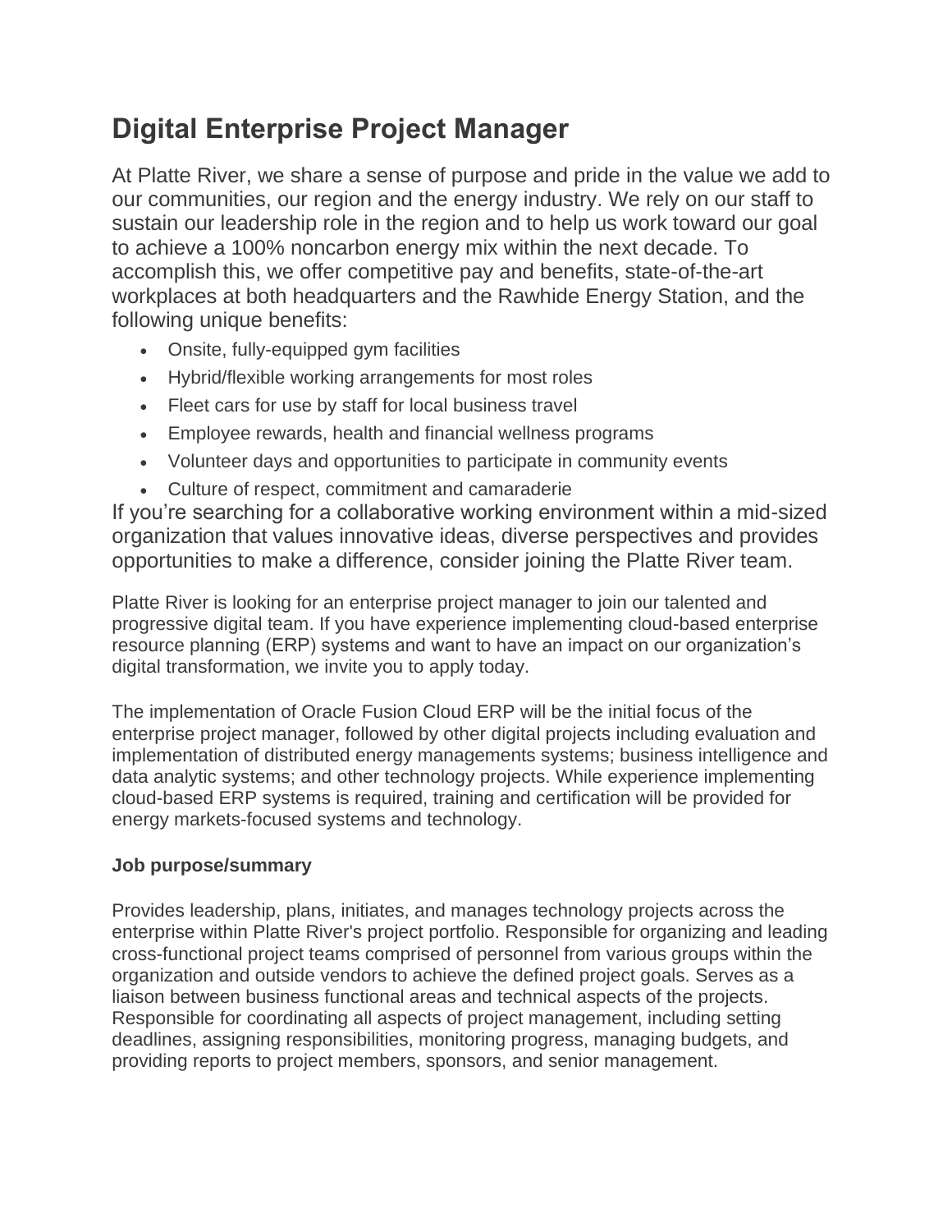# Digital Enterprise Project Manager

At Platte River, we share a sense of purpose and pride in the value we add to our communities, our region and the energy industry. We rely on our staff to sustain our leadership role in the region and to help us work toward our goal to achieve a 100% noncarbon energy mix within the next decade. To accomplish this, we offer competitive pay and benefits, state-of-the-art workplaces at both headquarters and the Rawhide Energy Station, and the following unique benefits:

- Onsite, fully-equipped gym facilities
- Hybrid/flexible working arrangements for most roles
- Fleet cars for use by staff for local business travel
- Employee rewards, health and financial wellness programs
- Volunteer days and opportunities to participate in community events
- Culture of respect, commitment and camaraderie

If you're searching for a collaborative working environment within a mid-sized organization that values innovative ideas, diverse perspectives and provides opportunities to make a difference, consider joining the Platte River team.

Platte River is looking for an enterprise project manager to join our talented and progressive digital team. If you have experience implementing cloud-based enterprise resource planning (ERP) systems and want to have an impact on our organization's digital transformation, we invite you to apply today.

The implementation of Oracle Fusion Cloud ERP will be the initial focus of the enterprise project manager, followed by other digital projects including evaluation and implementation of distributed energy managements systems; business intelligence and data analytic systems; and other technology projects. While experience implementing cloud-based ERP systems is required, training and certification will be provided for energy markets-focused systems and technology.

**Job purpose/summary**

Provides leadership, plans, initiates, and manages technology projects across the enterprise within Platte River's project portfolio. Responsible for organizing and leading cross-functional project teams comprised of personnel from various groups within the organization and outside vendors to achieve the defined project goals. Serves as a liaison between business functional areas and technical aspects of the projects. Responsible for coordinating all aspects of project management, including setting deadlines, assigning responsibilities, monitoring progress, managing budgets, and providing reports to project members, sponsors, and senior management.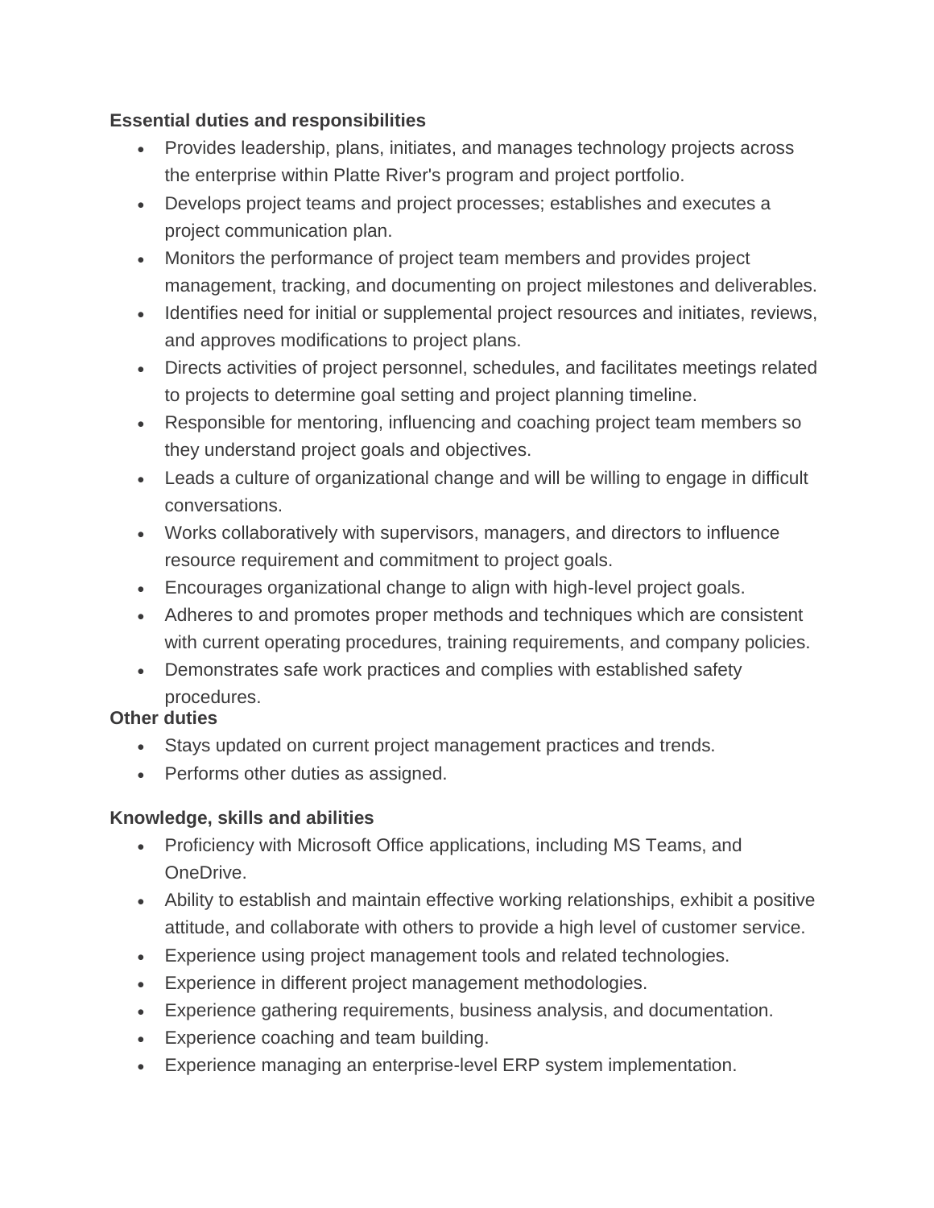**Essential duties and responsibilities**

- Provides leadership, plans, initiates, and manages technology projects across the enterprise within Platte River's program and project portfolio.
- Develops project teams and project processes; establishes and executes a project communication plan.
- Monitors the performance of project team members and provides project management, tracking, and documenting on project milestones and deliverables.
- Identifies need for initial or supplemental project resources and initiates, reviews, and approves modifications to project plans.
- Directs activities of project personnel, schedules, and facilitates meetings related to projects to determine goal setting and project planning timeline.
- Responsible for mentoring, influencing and coaching project team members so they understand project goals and objectives.
- Leads a culture of organizational change and will be willing to engage in difficult conversations.
- Works collaboratively with supervisors, managers, and directors to influence resource requirement and commitment to project goals.
- Encourages organizational change to align with high-level project goals.
- Adheres to and promotes proper methods and techniques which are consistent with current operating procedures, training requirements, and company policies.
- Demonstrates safe work practices and complies with established safety procedures.

**Other duties**

- Stays updated on current project management practices and trends.
- Performs other duties as assigned.

**Knowledge, skills and abilities**

- Proficiency with Microsoft Office applications, including MS Teams, and OneDrive.
- Ability to establish and maintain effective working relationships, exhibit a positive attitude, and collaborate with others to provide a high level of customer service.
- Experience using project management tools and related technologies.
- Experience in different project management methodologies.
- Experience gathering requirements, business analysis, and documentation.
- Experience coaching and team building.
- Experience managing an enterprise-level ERP system implementation.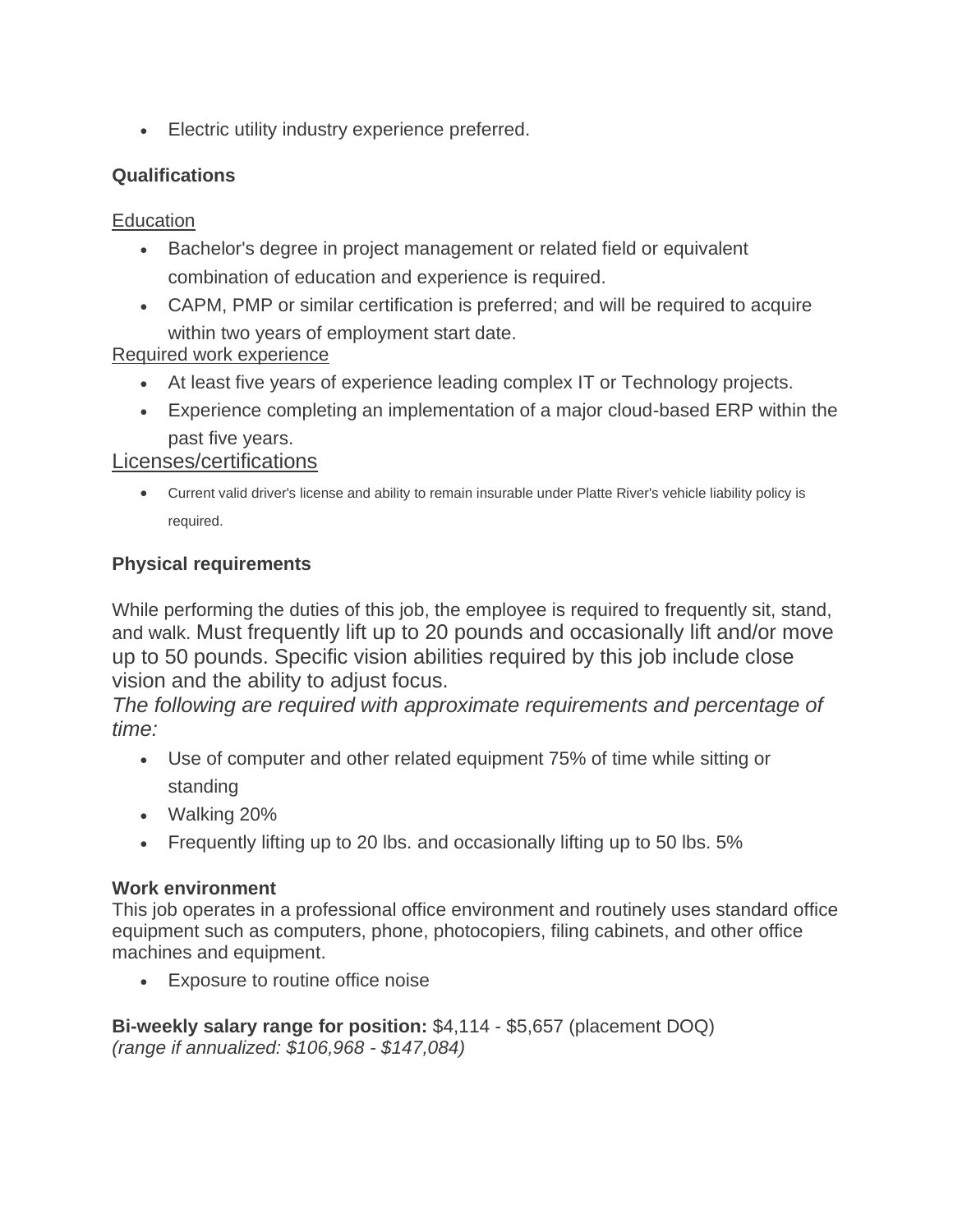- Electric utility industry experience preferred.

**Qualifications**

<u>Education</u>

- Bachelor's degree in project management or related field or equivalent combination of education and experience is required.
- CAPM, PMP or similar certification is preferred; and will be required to acquire within two years of employment start date.

<u>Required work experience</u>

- At least five years of experience leading complex IT or Technology projects.
- Experience completing an implementation of a major cloud-based ERP within the past five years.

<u>Licenses/certifications</u>

- Current valid driver's license and ability to remain insurable under Platte River's vehicle liability policy is required.

**Physical requirements**

While performing the duties of this job, the employee is required to frequently sit, stand, and walk. Must frequently lift up to 20 pounds and occasionally lift and/or move up to 50 pounds. Specific vision abilities required by this job include close vision and the ability to adjust focus.

*The following are required with approximate requirements and percentage of time:*

- Use of computer and other related equipment 75% of time while sitting or standing
- Walking 20%
- Frequently lifting up to 20 lbs. and occasionally lifting up to 50 lbs. 5%

**Work environment**

This job operates in a professional office environment and routinely uses standard office equipment such as computers, phone, photocopiers, filing cabinets, and other office machines and equipment.

- Exposure to routine office noise

**Bi-weekly salary range for position:** $4,114 - $5,657 (placement DOQ)
*(range if annualized: $106,968 - $147,084)*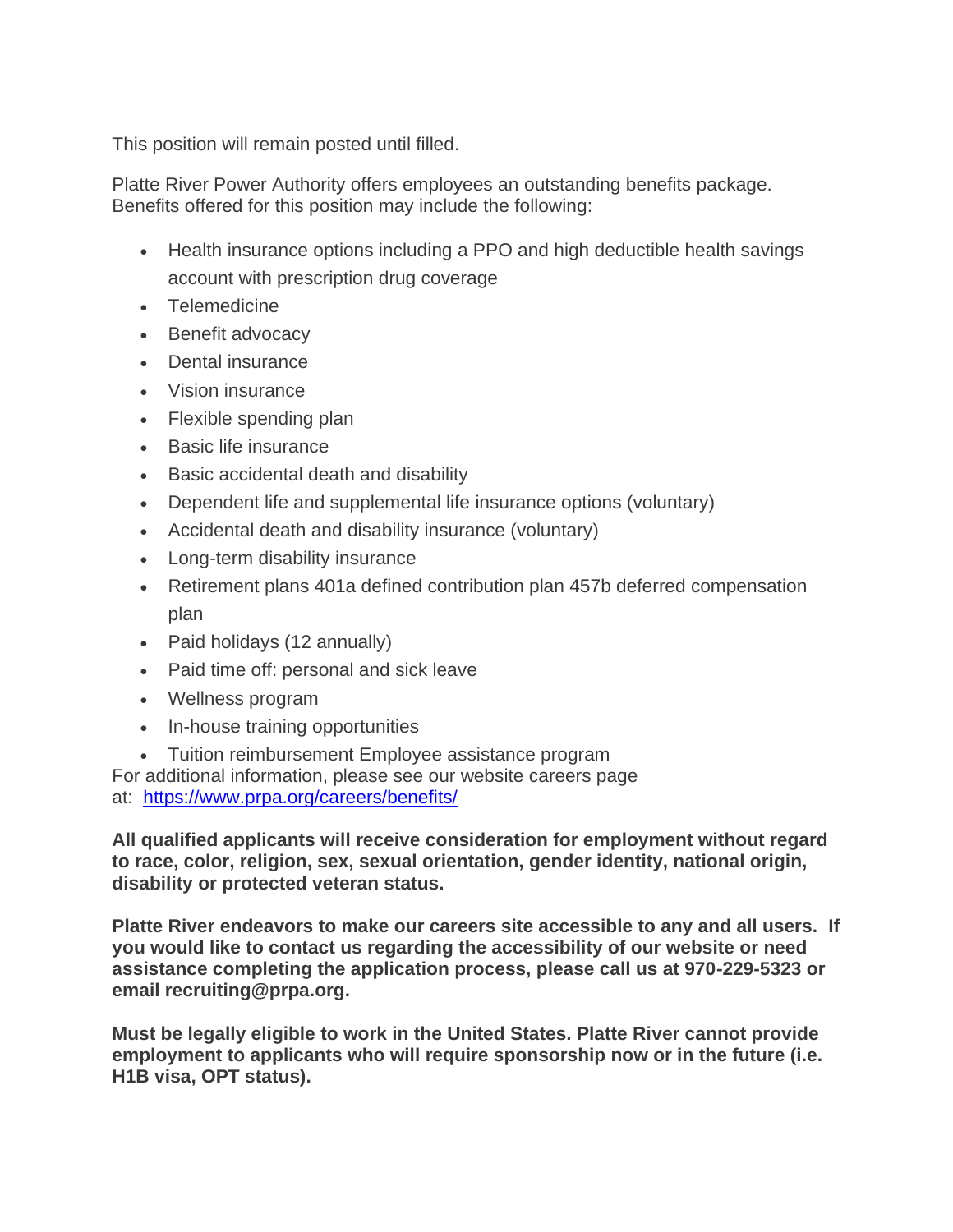This position will remain posted until filled.

Platte River Power Authority offers employees an outstanding benefits package. Benefits offered for this position may include the following:

- Health insurance options including a PPO and high deductible health savings account with prescription drug coverage
- Telemedicine
- Benefit advocacy
- Dental insurance
- Vision insurance
- Flexible spending plan
- Basic life insurance
- Basic accidental death and disability
- Dependent life and supplemental life insurance options (voluntary)
- Accidental death and disability insurance (voluntary)
- Long-term disability insurance
- Retirement plans 401a defined contribution plan 457b deferred compensation plan
- Paid holidays (12 annually)
- Paid time off: personal and sick leave
- Wellness program
- In-house training opportunities
- Tuition reimbursement Employee assistance program

For additional information, please see our website careers page at: [https://www.prpa.org/careers/benefits/](https://www.prpa.org/careers/benefits/)

**All qualified applicants will receive consideration for employment without regard to race, color, religion, sex, sexual orientation, gender identity, national origin, disability or protected veteran status.**

**Platte River endeavors to make our careers site accessible to any and all users. If you would like to contact us regarding the accessibility of our website or need assistance completing the application process, please call us at 970-229-5323 or email recruiting@prpa.org.**

**Must be legally eligible to work in the United States. Platte River cannot provide employment to applicants who will require sponsorship now or in the future (i.e. H1B visa, OPT status).**